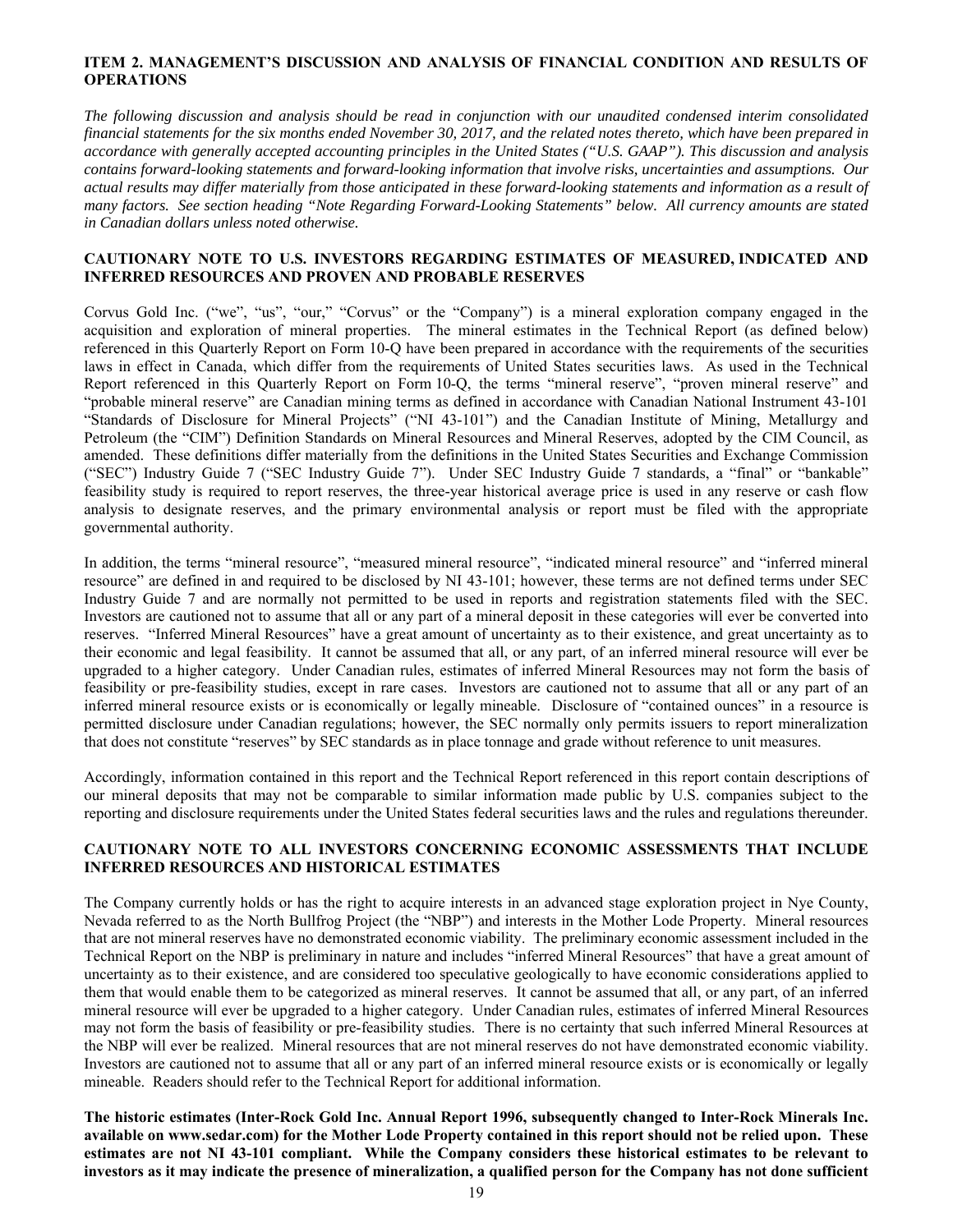## ITEM 2. MANAGEMENT'S DISCUSSION AND ANALYSIS OF FINANCIAL CONDITION AND RESULTS OF OPERATIONS

*The following discussion and analysis should be read in conjunction with our unaudited condensed interim consolidated financial statements for the six months ended November 30, 2017, and the related notes thereto, which have been prepared in accordance with generally accepted accounting principles in the United States ("U.S. GAAP"). This discussion and analysis contains forward-looking statements and forward-looking information that involve risks, uncertainties and assumptions. Our actual results may differ materially from those anticipated in these forward-looking statements and information as a result of many factors. See section heading "Note Regarding Forward-Looking Statements" below. All currency amounts are stated in Canadian dollars unless noted otherwise.*

### CAUTIONARY NOTE TO U.S. INVESTORS REGARDING ESTIMATES OF MEASURED, INDICATED AND INFERRED RESOURCES AND PROVEN AND PROBABLE RESERVES

Corvus Gold Inc. ("we", "us", "our," "Corvus" or the "Company") is a mineral exploration company engaged in the acquisition and exploration of mineral properties. The mineral estimates in the Technical Report (as defined below) referenced in this Quarterly Report on Form 10-Q have been prepared in accordance with the requirements of the securities laws in effect in Canada, which differ from the requirements of United States securities laws. As used in the Technical Report referenced in this Quarterly Report on Form 10-Q, the terms "mineral reserve", "proven mineral reserve" and "probable mineral reserve" are Canadian mining terms as defined in accordance with Canadian National Instrument 43-101 "Standards of Disclosure for Mineral Projects" ("NI 43-101") and the Canadian Institute of Mining, Metallurgy and Petroleum (the "CIM") Definition Standards on Mineral Resources and Mineral Reserves, adopted by the CIM Council, as amended. These definitions differ materially from the definitions in the United States Securities and Exchange Commission ("SEC") Industry Guide 7 ("SEC Industry Guide 7"). Under SEC Industry Guide 7 standards, a "final" or "bankable" feasibility study is required to report reserves, the three-year historical average price is used in any reserve or cash flow analysis to designate reserves, and the primary environmental analysis or report must be filed with the appropriate governmental authority.

In addition, the terms "mineral resource", "measured mineral resource", "indicated mineral resource" and "inferred mineral resource" are defined in and required to be disclosed by NI 43-101; however, these terms are not defined terms under SEC Industry Guide 7 and are normally not permitted to be used in reports and registration statements filed with the SEC. Investors are cautioned not to assume that all or any part of a mineral deposit in these categories will ever be converted into reserves. "Inferred Mineral Resources" have a great amount of uncertainty as to their existence, and great uncertainty as to their economic and legal feasibility. It cannot be assumed that all, or any part, of an inferred mineral resource will ever be upgraded to a higher category. Under Canadian rules, estimates of inferred Mineral Resources may not form the basis of feasibility or pre-feasibility studies, except in rare cases. Investors are cautioned not to assume that all or any part of an inferred mineral resource exists or is economically or legally mineable. Disclosure of "contained ounces" in a resource is permitted disclosure under Canadian regulations; however, the SEC normally only permits issuers to report mineralization that does not constitute "reserves" by SEC standards as in place tonnage and grade without reference to unit measures.

Accordingly, information contained in this report and the Technical Report referenced in this report contain descriptions of our mineral deposits that may not be comparable to similar information made public by U.S. companies subject to the reporting and disclosure requirements under the United States federal securities laws and the rules and regulations thereunder.

### CAUTIONARY NOTE TO ALL INVESTORS CONCERNING ECONOMIC ASSESSMENTS THAT INCLUDE INFERRED RESOURCES AND HISTORICAL ESTIMATES

The Company currently holds or has the right to acquire interests in an advanced stage exploration project in Nye County, Nevada referred to as the North Bullfrog Project (the "NBP") and interests in the Mother Lode Property. Mineral resources that are not mineral reserves have no demonstrated economic viability. The preliminary economic assessment included in the Technical Report on the NBP is preliminary in nature and includes "inferred Mineral Resources" that have a great amount of uncertainty as to their existence, and are considered too speculative geologically to have economic considerations applied to them that would enable them to be categorized as mineral reserves. It cannot be assumed that all, or any part, of an inferred mineral resource will ever be upgraded to a higher category. Under Canadian rules, estimates of inferred Mineral Resources may not form the basis of feasibility or pre-feasibility studies. There is no certainty that such inferred Mineral Resources at the NBP will ever be realized. Mineral resources that are not mineral reserves do not have demonstrated economic viability. Investors are cautioned not to assume that all or any part of an inferred mineral resource exists or is economically or legally mineable. Readers should refer to the Technical Report for additional information.

**The historic estimates (Inter-Rock Gold Inc. Annual Report 1996, subsequently changed to Inter-Rock Minerals Inc. available on www.sedar.com) for the Mother Lode Property contained in this report should not be relied upon. These estimates are not NI 43-101 compliant. While the Company considers these historical estimates to be relevant to investors as it may indicate the presence of mineralization, a qualified person for the Company has not done sufficient**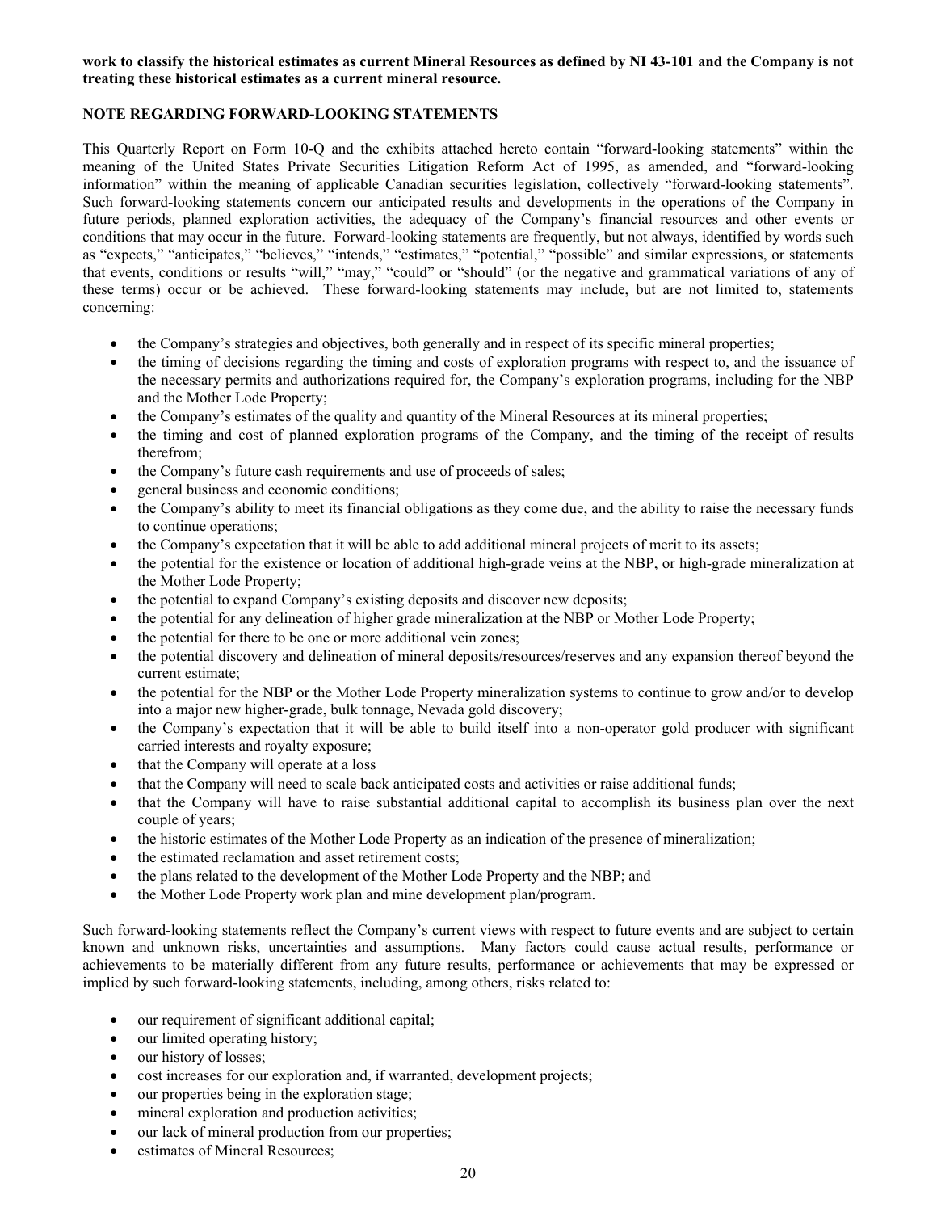**work to classify the historical estimates as current Mineral Resources as defined by NI 43-101 and the Company is not treating these historical estimates as a current mineral resource.**

## NOTE REGARDING FORWARD-LOOKING STATEMENTS

This Quarterly Report on Form 10-Q and the exhibits attached hereto contain "forward-looking statements" within the meaning of the United States Private Securities Litigation Reform Act of 1995, as amended, and "forward-looking information" within the meaning of applicable Canadian securities legislation, collectively "forward-looking statements". Such forward-looking statements concern our anticipated results and developments in the operations of the Company in future periods, planned exploration activities, the adequacy of the Company's financial resources and other events or conditions that may occur in the future. Forward-looking statements are frequently, but not always, identified by words such as "expects," "anticipates," "believes," "intends," "estimates," "potential," "possible" and similar expressions, or statements that events, conditions or results "will," "may," "could" or "should" (or the negative and grammatical variations of any of these terms) occur or be achieved. These forward-looking statements may include, but are not limited to, statements concerning:

- the Company's strategies and objectives, both generally and in respect of its specific mineral properties;
- the timing of decisions regarding the timing and costs of exploration programs with respect to, and the issuance of the necessary permits and authorizations required for, the Company's exploration programs, including for the NBP and the Mother Lode Property;
- the Company's estimates of the quality and quantity of the Mineral Resources at its mineral properties;
- the timing and cost of planned exploration programs of the Company, and the timing of the receipt of results therefrom;
- the Company's future cash requirements and use of proceeds of sales;
- general business and economic conditions;
- the Company's ability to meet its financial obligations as they come due, and the ability to raise the necessary funds to continue operations;
- the Company's expectation that it will be able to add additional mineral projects of merit to its assets;
- the potential for the existence or location of additional high-grade veins at the NBP, or high-grade mineralization at the Mother Lode Property;
- the potential to expand Company's existing deposits and discover new deposits;
- the potential for any delineation of higher grade mineralization at the NBP or Mother Lode Property;
- the potential for there to be one or more additional vein zones;
- the potential discovery and delineation of mineral deposits/resources/reserves and any expansion thereof beyond the current estimate;
- the potential for the NBP or the Mother Lode Property mineralization systems to continue to grow and/or to develop into a major new higher-grade, bulk tonnage, Nevada gold discovery;
- the Company's expectation that it will be able to build itself into a non-operator gold producer with significant carried interests and royalty exposure;
- that the Company will operate at a loss
- that the Company will need to scale back anticipated costs and activities or raise additional funds;
- that the Company will have to raise substantial additional capital to accomplish its business plan over the next couple of years;
- the historic estimates of the Mother Lode Property as an indication of the presence of mineralization;
- the estimated reclamation and asset retirement costs;
- the plans related to the development of the Mother Lode Property and the NBP; and
- the Mother Lode Property work plan and mine development plan/program.

Such forward-looking statements reflect the Company's current views with respect to future events and are subject to certain known and unknown risks, uncertainties and assumptions. Many factors could cause actual results, performance or achievements to be materially different from any future results, performance or achievements that may be expressed or implied by such forward-looking statements, including, among others, risks related to:

- our requirement of significant additional capital;
- our limited operating history;
- our history of losses;
- cost increases for our exploration and, if warranted, development projects;
- our properties being in the exploration stage;
- mineral exploration and production activities;
- our lack of mineral production from our properties;
- estimates of Mineral Resources;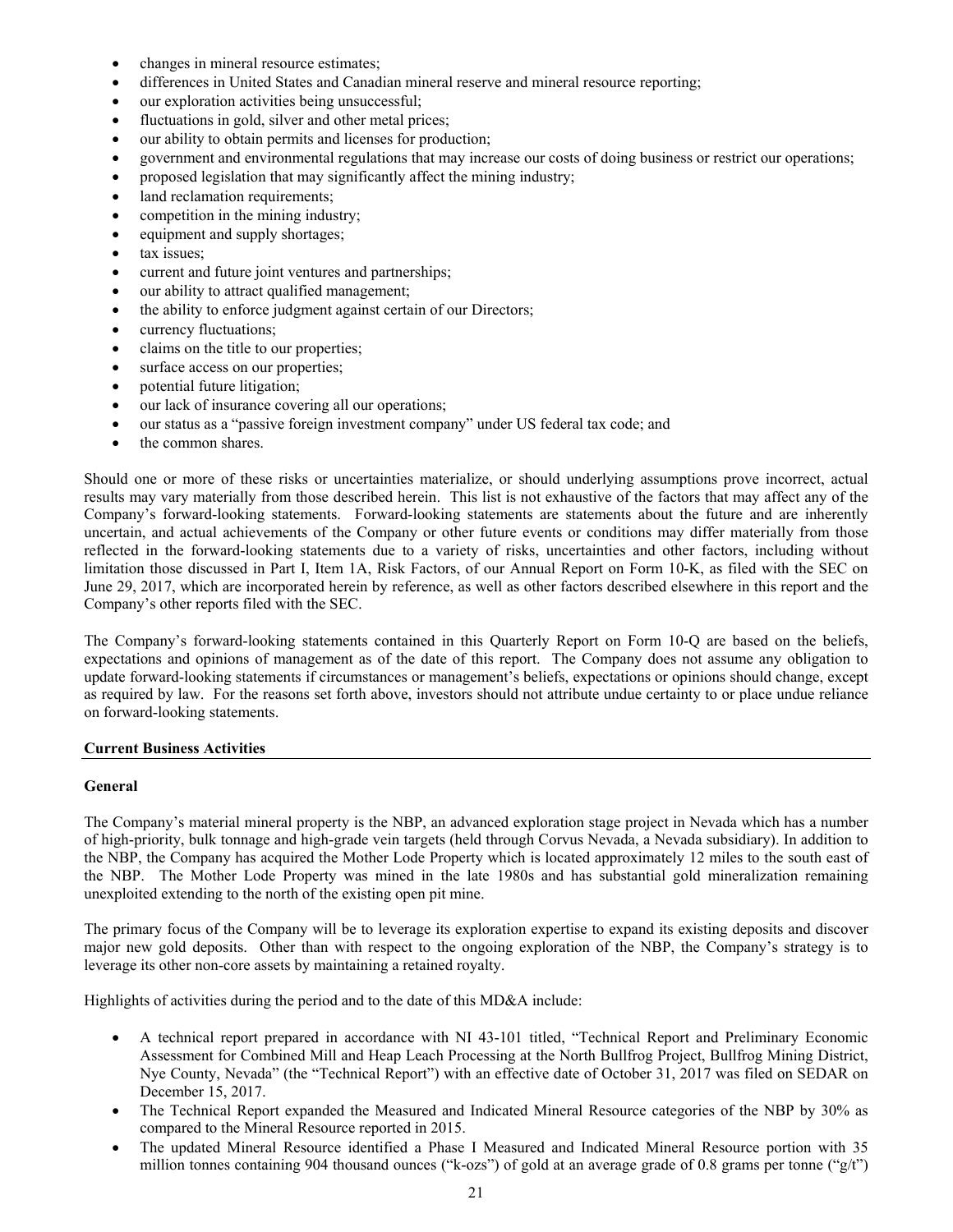- changes in mineral resource estimates;
- differences in United States and Canadian mineral reserve and mineral resource reporting;
- our exploration activities being unsuccessful;
- fluctuations in gold, silver and other metal prices;
- our ability to obtain permits and licenses for production;
- government and environmental regulations that may increase our costs of doing business or restrict our operations;
- proposed legislation that may significantly affect the mining industry;
- land reclamation requirements;
- competition in the mining industry;
- equipment and supply shortages;
- tax issues;
- current and future joint ventures and partnerships;
- our ability to attract qualified management;
- the ability to enforce judgment against certain of our Directors;
- currency fluctuations;
- claims on the title to our properties;
- surface access on our properties;
- potential future litigation;
- our lack of insurance covering all our operations;
- our status as a "passive foreign investment company" under US federal tax code; and
- the common shares.

Should one or more of these risks or uncertainties materialize, or should underlying assumptions prove incorrect, actual results may vary materially from those described herein. This list is not exhaustive of the factors that may affect any of the Company's forward-looking statements. Forward-looking statements are statements about the future and are inherently uncertain, and actual achievements of the Company or other future events or conditions may differ materially from those reflected in the forward-looking statements due to a variety of risks, uncertainties and other factors, including without limitation those discussed in Part I, Item 1A, Risk Factors, of our Annual Report on Form 10-K, as filed with the SEC on June 29, 2017, which are incorporated herein by reference, as well as other factors described elsewhere in this report and the Company's other reports filed with the SEC.

The Company's forward-looking statements contained in this Quarterly Report on Form 10-Q are based on the beliefs, expectations and opinions of management as of the date of this report. The Company does not assume any obligation to update forward-looking statements if circumstances or management's beliefs, expectations or opinions should change, except as required by law. For the reasons set forth above, investors should not attribute undue certainty to or place undue reliance on forward-looking statements.

## Current Business Activities

### General

The Company's material mineral property is the NBP, an advanced exploration stage project in Nevada which has a number of high-priority, bulk tonnage and high-grade vein targets (held through Corvus Nevada, a Nevada subsidiary). In addition to the NBP, the Company has acquired the Mother Lode Property which is located approximately 12 miles to the south east of the NBP. The Mother Lode Property was mined in the late 1980s and has substantial gold mineralization remaining unexploited extending to the north of the existing open pit mine.

The primary focus of the Company will be to leverage its exploration expertise to expand its existing deposits and discover major new gold deposits. Other than with respect to the ongoing exploration of the NBP, the Company's strategy is to leverage its other non-core assets by maintaining a retained royalty.

Highlights of activities during the period and to the date of this MD&A include:

- A technical report prepared in accordance with NI 43-101 titled, "Technical Report and Preliminary Economic Assessment for Combined Mill and Heap Leach Processing at the North Bullfrog Project, Bullfrog Mining District, Nye County, Nevada" (the "Technical Report") with an effective date of October 31, 2017 was filed on SEDAR on December 15, 2017.
- The Technical Report expanded the Measured and Indicated Mineral Resource categories of the NBP by 30% as compared to the Mineral Resource reported in 2015.
- The updated Mineral Resource identified a Phase I Measured and Indicated Mineral Resource portion with 35 million tonnes containing 904 thousand ounces ("k-ozs") of gold at an average grade of 0.8 grams per tonne ("g/t")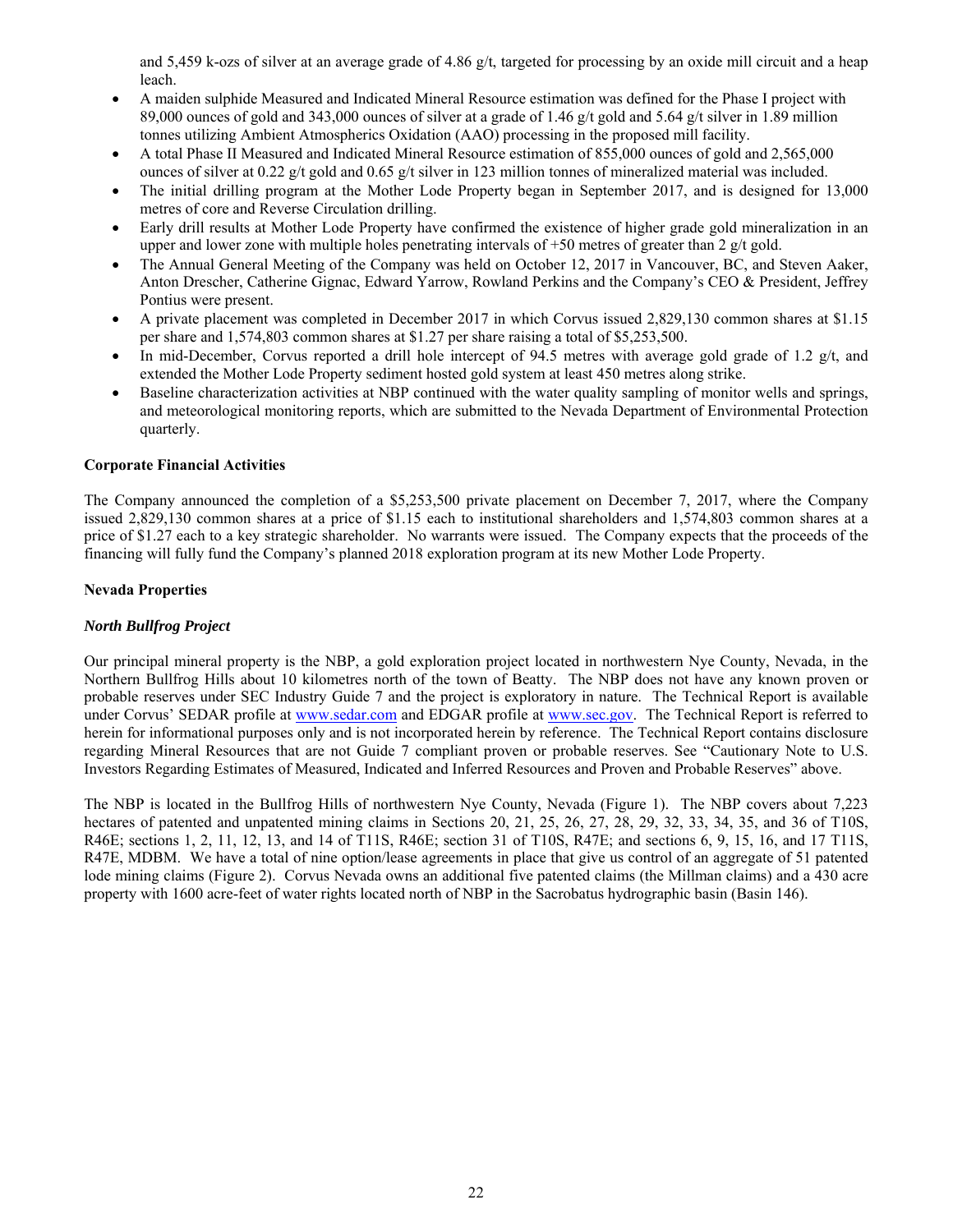and 5,459 k-ozs of silver at an average grade of 4.86 g/t, targeted for processing by an oxide mill circuit and a heap leach.

- A maiden sulphide Measured and Indicated Mineral Resource estimation was defined for the Phase I project with 89,000 ounces of gold and 343,000 ounces of silver at a grade of 1.46 g/t gold and 5.64 g/t silver in 1.89 million tonnes utilizing Ambient Atmospherics Oxidation (AAO) processing in the proposed mill facility.
- A total Phase II Measured and Indicated Mineral Resource estimation of 855,000 ounces of gold and 2,565,000 ounces of silver at 0.22 g/t gold and 0.65 g/t silver in 123 million tonnes of mineralized material was included.
- The initial drilling program at the Mother Lode Property began in September 2017, and is designed for 13,000 metres of core and Reverse Circulation drilling.
- Early drill results at Mother Lode Property have confirmed the existence of higher grade gold mineralization in an upper and lower zone with multiple holes penetrating intervals of +50 metres of greater than 2 g/t gold.
- The Annual General Meeting of the Company was held on October 12, 2017 in Vancouver, BC, and Steven Aaker, Anton Drescher, Catherine Gignac, Edward Yarrow, Rowland Perkins and the Company's CEO & President, Jeffrey Pontius were present.
- A private placement was completed in December 2017 in which Corvus issued 2,829,130 common shares at $1.15 per share and 1,574,803 common shares at $1.27 per share raising a total of $5,253,500.
- In mid-December, Corvus reported a drill hole intercept of 94.5 metres with average gold grade of 1.2 g/t, and extended the Mother Lode Property sediment hosted gold system at least 450 metres along strike.
- Baseline characterization activities at NBP continued with the water quality sampling of monitor wells and springs, and meteorological monitoring reports, which are submitted to the Nevada Department of Environmental Protection quarterly.

**Corporate Financial Activities**

The Company announced the completion of a $5,253,500 private placement on December 7, 2017, where the Company issued 2,829,130 common shares at a price of $1.15 each to institutional shareholders and 1,574,803 common shares at a price of $1.27 each to a key strategic shareholder. No warrants were issued. The Company expects that the proceeds of the financing will fully fund the Company's planned 2018 exploration program at its new Mother Lode Property.

**Nevada Properties**

***North Bullfrog Project***

Our principal mineral property is the NBP, a gold exploration project located in northwestern Nye County, Nevada, in the Northern Bullfrog Hills about 10 kilometres north of the town of Beatty. The NBP does not have any known proven or probable reserves under SEC Industry Guide 7 and the project is exploratory in nature. The Technical Report is available under Corvus' SEDAR profile at www.sedar.com and EDGAR profile at www.sec.gov. The Technical Report is referred to herein for informational purposes only and is not incorporated herein by reference. The Technical Report contains disclosure regarding Mineral Resources that are not Guide 7 compliant proven or probable reserves. See "Cautionary Note to U.S. Investors Regarding Estimates of Measured, Indicated and Inferred Resources and Proven and Probable Reserves" above.

The NBP is located in the Bullfrog Hills of northwestern Nye County, Nevada (Figure 1). The NBP covers about 7,223 hectares of patented and unpatented mining claims in Sections 20, 21, 25, 26, 27, 28, 29, 32, 33, 34, 35, and 36 of T10S, R46E; sections 1, 2, 11, 12, 13, and 14 of T11S, R46E; section 31 of T10S, R47E; and sections 6, 9, 15, 16, and 17 T11S, R47E, MDBM. We have a total of nine option/lease agreements in place that give us control of an aggregate of 51 patented lode mining claims (Figure 2). Corvus Nevada owns an additional five patented claims (the Millman claims) and a 430 acre property with 1600 acre-feet of water rights located north of NBP in the Sacrobatus hydrographic basin (Basin 146).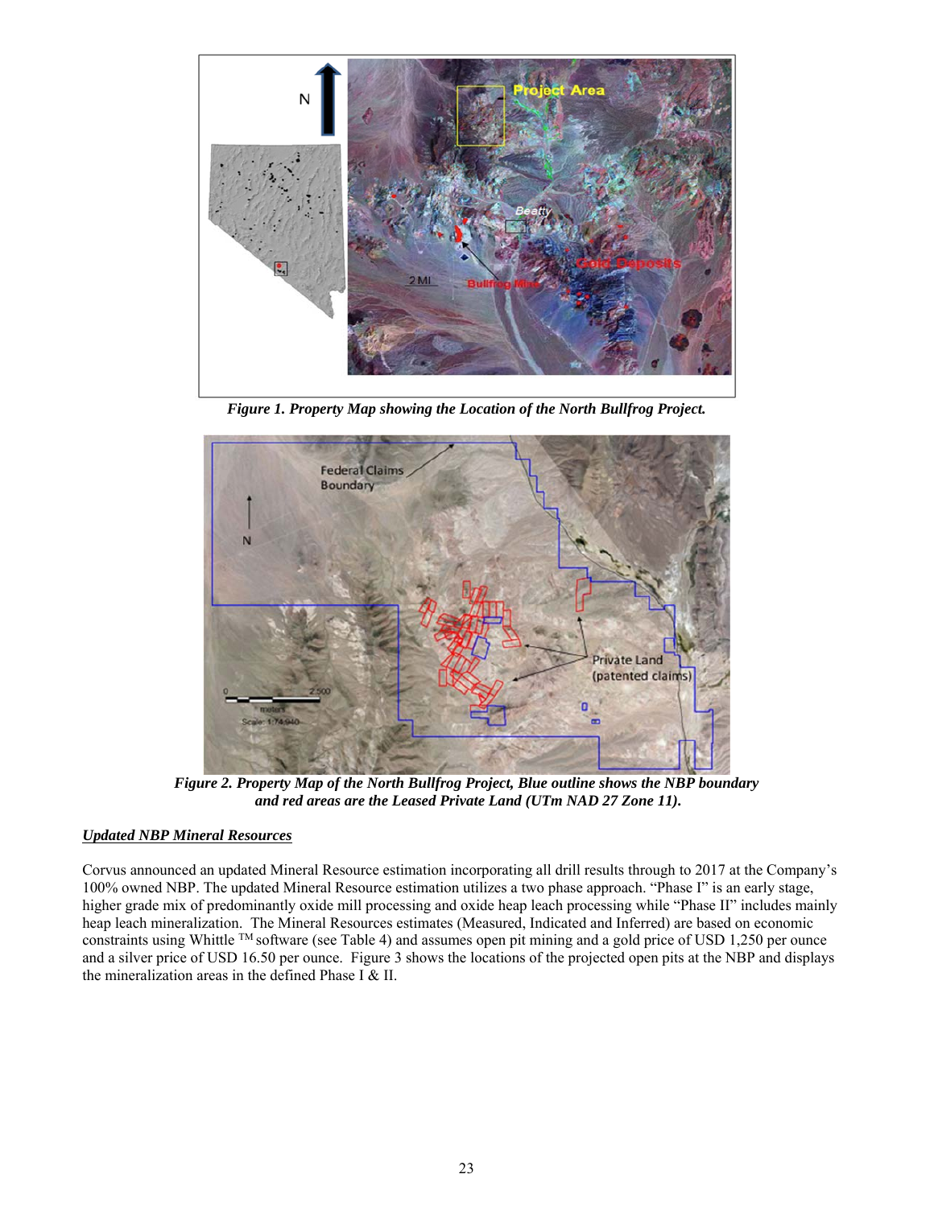*Figure 1. Property Map showing the Location of the North Bullfrog Project.*

*Figure 2. Property Map of the North Bullfrog Project, Blue outline shows the NBP boundary and red areas are the Leased Private Land (UTm NAD 27 Zone 11).*

***Updated NBP Mineral Resources***

Corvus announced an updated Mineral Resource estimation incorporating all drill results through to 2017 at the Company's 100% owned NBP. The updated Mineral Resource estimation utilizes a two phase approach. "Phase I" is an early stage, higher grade mix of predominantly oxide mill processing and oxide heap leach processing while "Phase II" includes mainly heap leach mineralization. The Mineral Resources estimates (Measured, Indicated and Inferred) are based on economic constraints using Whittle ™ software (see Table 4) and assumes open pit mining and a gold price of USD 1,250 per ounce and a silver price of USD 16.50 per ounce. Figure 3 shows the locations of the projected open pits at the NBP and displays the mineralization areas in the defined Phase I & II.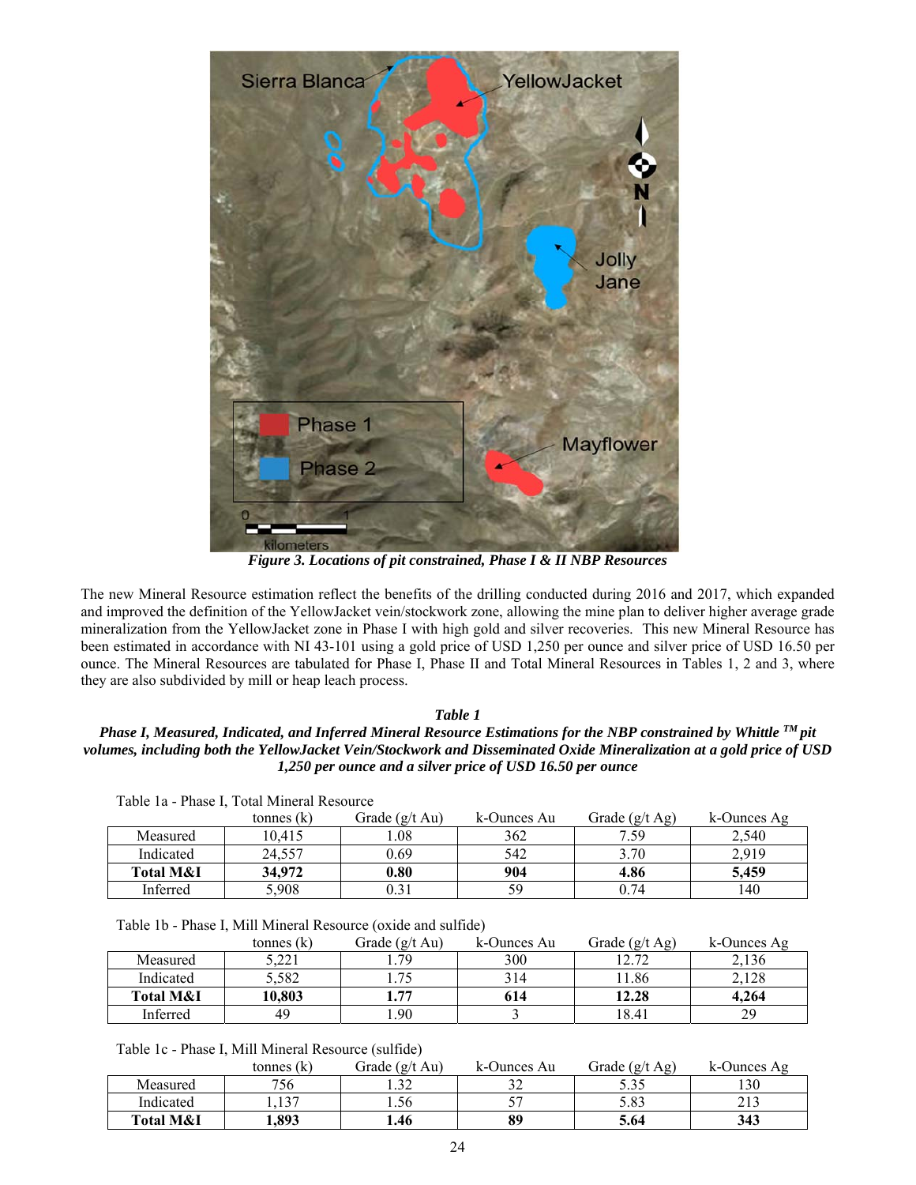*Figure 3. Locations of pit constrained, Phase I & II NBP Resources*

The new Mineral Resource estimation reflect the benefits of the drilling conducted during 2016 and 2017, which expanded and improved the definition of the YellowJacket vein/stockwork zone, allowing the mine plan to deliver higher average grade mineralization from the YellowJacket zone in Phase I with high gold and silver recoveries. This new Mineral Resource has been estimated in accordance with NI 43-101 using a gold price of USD 1,250 per ounce and silver price of USD 16.50 per ounce. The Mineral Resources are tabulated for Phase I, Phase II and Total Mineral Resources in Tables 1, 2 and 3, where they are also subdivided by mill or heap leach process.

***Table 1***

***Phase I, Measured, Indicated, and Inferred Mineral Resource Estimations for the NBP constrained by Whittle TM pit volumes, including both the YellowJacket Vein/Stockwork and Disseminated Oxide Mineralization at a gold price of USD 1,250 per ounce and a silver price of USD 16.50 per ounce***

Table 1a - Phase I, Total Mineral Resource

| | tonnes (k) | Grade (g/t Au) | k-Ounces Au | Grade (g/t Ag) | k-Ounces Ag |
|---|---|---|---|---|---|
| Measured | 10,415 | 1.08 | 362 | 7.59 | 2,540 |
| Indicated | 24,557 | 0.69 | 542 | 3.70 | 2,919 |
| **Total M&I** | **34,972** | **0.80** | **904** | **4.86** | **5,459** |
| Inferred | 5,908 | 0.31 | 59 | 0.74 | 140 |

Table 1b - Phase I, Mill Mineral Resource (oxide and sulfide)

| | tonnes (k) | Grade (g/t Au) | k-Ounces Au | Grade (g/t Ag) | k-Ounces Ag |
|---|---|---|---|---|---|
| Measured | 5,221 | 1.79 | 300 | 12.72 | 2,136 |
| Indicated | 5,582 | 1.75 | 314 | 11.86 | 2,128 |
| **Total M&I** | **10,803** | **1.77** | **614** | **12.28** | **4,264** |
| Inferred | 49 | 1.90 | 3 | 18.41 | 29 |

Table 1c - Phase I, Mill Mineral Resource (sulfide)

| | tonnes (k) | Grade (g/t Au) | k-Ounces Au | Grade (g/t Ag) | k-Ounces Ag |
|---|---|---|---|---|---|
| Measured | 756 | 1.32 | 32 | 5.35 | 130 |
| Indicated | 1,137 | 1.56 | 57 | 5.83 | 213 |
| **Total M&I** | **1,893** | **1.46** | **89** | **5.64** | **343** |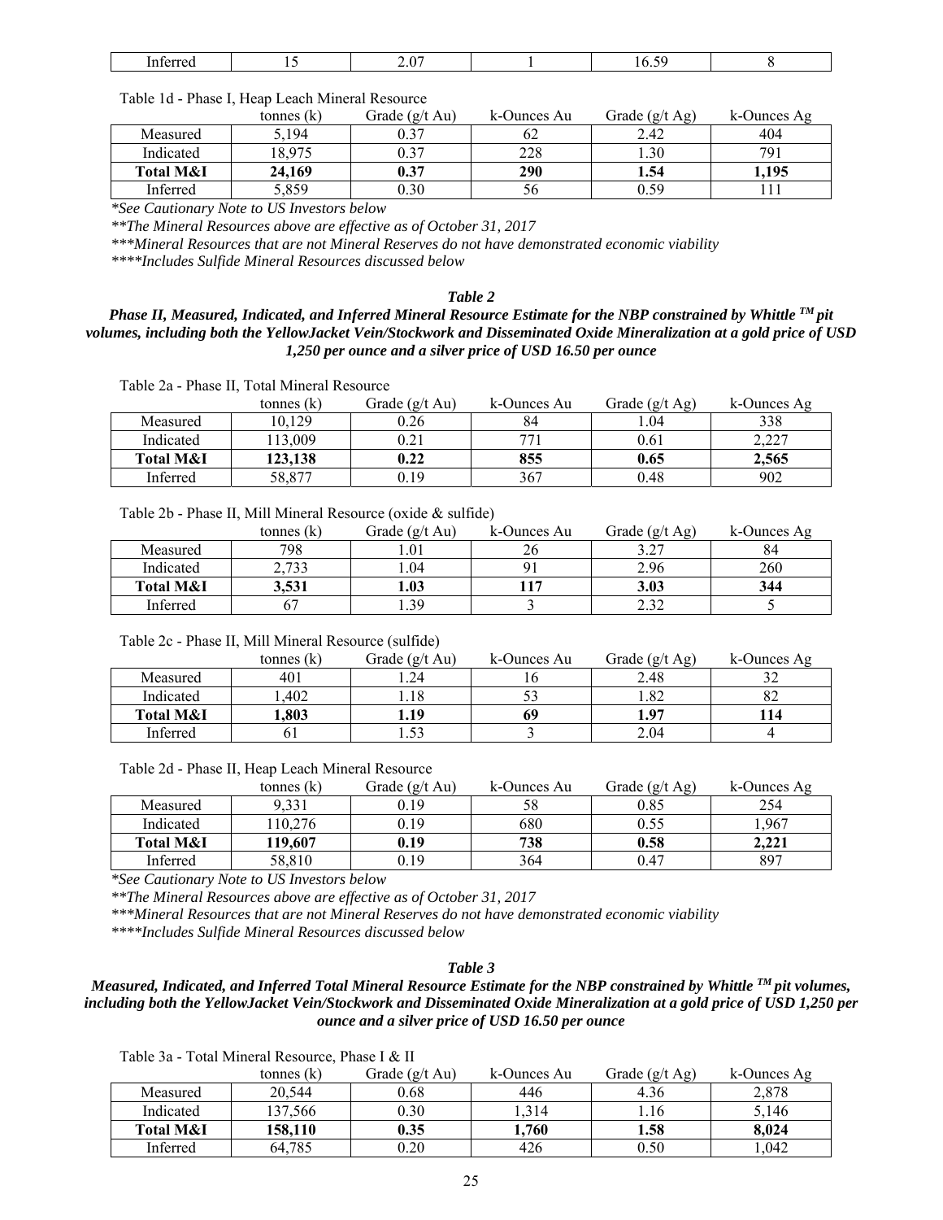| Inferred | 15 | 2.07 | 1 | 16.59 | 8 |
|---|---|---|---|---|---|

Table 1d - Phase I, Heap Leach Mineral Resource

| | tonnes (k) | Grade (g/t Au) | k-Ounces Au | Grade (g/t Ag) | k-Ounces Ag |
|---|---|---|---|---|---|
| Measured | 5,194 | 0.37 | 62 | 2.42 | 404 |
| Indicated | 18,975 | 0.37 | 228 | 1.30 | 791 |
| **Total M&I** | **24,169** | **0.37** | **290** | **1.54** | **1,195** |
| Inferred | 5,859 | 0.30 | 56 | 0.59 | 111 |

*\*See Cautionary Note to US Investors below*

*\*\*The Mineral Resources above are effective as of October 31, 2017*

*\*\*\*Mineral Resources that are not Mineral Reserves do not have demonstrated economic viability*

*\*\*\*\*Includes Sulfide Mineral Resources discussed below*

***Table 2***

***Phase II, Measured, Indicated, and Inferred Mineral Resource Estimate for the NBP constrained by Whittle™ pit volumes, including both the YellowJacket Vein/Stockwork and Disseminated Oxide Mineralization at a gold price of USD 1,250 per ounce and a silver price of USD 16.50 per ounce***

Table 2a - Phase II, Total Mineral Resource

| | tonnes (k) | Grade (g/t Au) | k-Ounces Au | Grade (g/t Ag) | k-Ounces Ag |
|---|---|---|---|---|---|
| Measured | 10,129 | 0.26 | 84 | 1.04 | 338 |
| Indicated | 113,009 | 0.21 | 771 | 0.61 | 2,227 |
| **Total M&I** | **123,138** | **0.22** | **855** | **0.65** | **2,565** |
| Inferred | 58,877 | 0.19 | 367 | 0.48 | 902 |

Table 2b - Phase II, Mill Mineral Resource (oxide & sulfide)

| | tonnes (k) | Grade (g/t Au) | k-Ounces Au | Grade (g/t Ag) | k-Ounces Ag |
|---|---|---|---|---|---|
| Measured | 798 | 1.01 | 26 | 3.27 | 84 |
| Indicated | 2,733 | 1.04 | 91 | 2.96 | 260 |
| **Total M&I** | **3,531** | **1.03** | **117** | **3.03** | **344** |
| Inferred | 67 | 1.39 | 3 | 2.32 | 5 |

Table 2c - Phase II, Mill Mineral Resource (sulfide)

| | tonnes (k) | Grade (g/t Au) | k-Ounces Au | Grade (g/t Ag) | k-Ounces Ag |
|---|---|---|---|---|---|
| Measured | 401 | 1.24 | 16 | 2.48 | 32 |
| Indicated | 1,402 | 1.18 | 53 | 1.82 | 82 |
| **Total M&I** | **1,803** | **1.19** | **69** | **1.97** | **114** |
| Inferred | 61 | 1.53 | 3 | 2.04 | 4 |

Table 2d - Phase II, Heap Leach Mineral Resource

| | tonnes (k) | Grade (g/t Au) | k-Ounces Au | Grade (g/t Ag) | k-Ounces Ag |
|---|---|---|---|---|---|
| Measured | 9,331 | 0.19 | 58 | 0.85 | 254 |
| Indicated | 110,276 | 0.19 | 680 | 0.55 | 1,967 |
| **Total M&I** | **119,607** | **0.19** | **738** | **0.58** | **2,221** |
| Inferred | 58,810 | 0.19 | 364 | 0.47 | 897 |

*\*See Cautionary Note to US Investors below*

*\*\*The Mineral Resources above are effective as of October 31, 2017*

*\*\*\*Mineral Resources that are not Mineral Reserves do not have demonstrated economic viability*

*\*\*\*\*Includes Sulfide Mineral Resources discussed below*

***Table 3***

***Measured, Indicated, and Inferred Total Mineral Resource Estimate for the NBP constrained by Whittle™ pit volumes, including both the YellowJacket Vein/Stockwork and Disseminated Oxide Mineralization at a gold price of USD 1,250 per ounce and a silver price of USD 16.50 per ounce***

Table 3a - Total Mineral Resource, Phase I & II

| | tonnes (k) | Grade (g/t Au) | k-Ounces Au | Grade (g/t Ag) | k-Ounces Ag |
|---|---|---|---|---|---|
| Measured | 20,544 | 0.68 | 446 | 4.36 | 2,878 |
| Indicated | 137,566 | 0.30 | 1,314 | 1.16 | 5,146 |
| **Total M&I** | **158,110** | **0.35** | **1,760** | **1.58** | **8,024** |
| Inferred | 64,785 | 0.20 | 426 | 0.50 | 1,042 |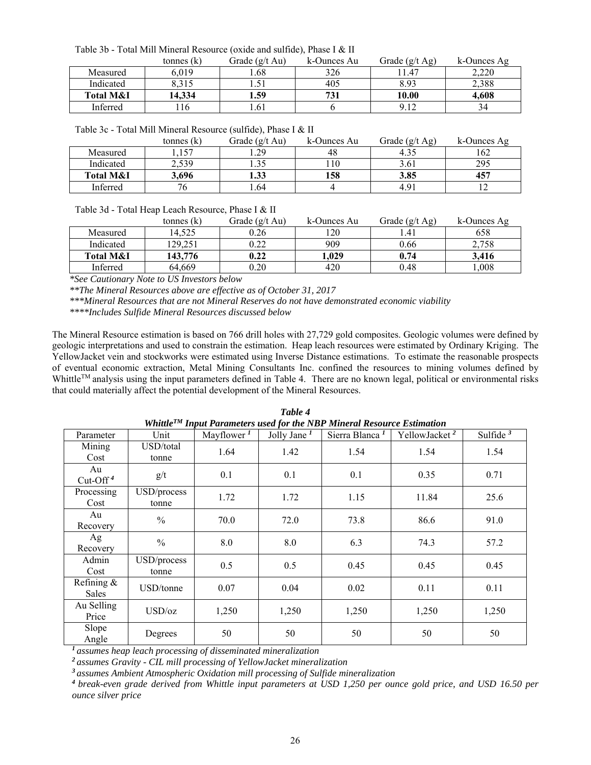Table 3b - Total Mill Mineral Resource (oxide and sulfide), Phase I & II

| | tonnes (k) | Grade (g/t Au) | k-Ounces Au | Grade (g/t Ag) | k-Ounces Ag |
|---|---|---|---|---|---|
| Measured | 6,019 | 1.68 | 326 | 11.47 | 2,220 |
| Indicated | 8,315 | 1.51 | 405 | 8.93 | 2,388 |
| **Total M&I** | **14,334** | **1.59** | **731** | **10.00** | **4,608** |
| Inferred | 116 | 1.61 | 6 | 9.12 | 34 |

Table 3c - Total Mill Mineral Resource (sulfide), Phase I & II

| | tonnes (k) | Grade (g/t Au) | k-Ounces Au | Grade (g/t Ag) | k-Ounces Ag |
|---|---|---|---|---|---|
| Measured | 1,157 | 1.29 | 48 | 4.35 | 162 |
| Indicated | 2,539 | 1.35 | 110 | 3.61 | 295 |
| **Total M&I** | **3,696** | **1.33** | **158** | **3.85** | **457** |
| Inferred | 76 | 1.64 | 4 | 4.91 | 12 |

Table 3d - Total Heap Leach Resource, Phase I & II

| | tonnes (k) | Grade (g/t Au) | k-Ounces Au | Grade (g/t Ag) | k-Ounces Ag |
|---|---|---|---|---|---|
| Measured | 14,525 | 0.26 | 120 | 1.41 | 658 |
| Indicated | 129,251 | 0.22 | 909 | 0.66 | 2,758 |
| **Total M&I** | **143,776** | **0.22** | **1,029** | **0.74** | **3,416** |
| Inferred | 64,669 | 0.20 | 420 | 0.48 | 1,008 |

*\*See Cautionary Note to US Investors below*

*\*\*The Mineral Resources above are effective as of October 31, 2017*

*\*\*\*Mineral Resources that are not Mineral Reserves do not have demonstrated economic viability*

*\*\*\*\*Includes Sulfide Mineral Resources discussed below*

The Mineral Resource estimation is based on 766 drill holes with 27,729 gold composites. Geologic volumes were defined by geologic interpretations and used to constrain the estimation. Heap leach resources were estimated by Ordinary Kriging. The YellowJacket vein and stockworks were estimated using Inverse Distance estimations. To estimate the reasonable prospects of eventual economic extraction, Metal Mining Consultants Inc. confined the resources to mining volumes defined by Whittle™ analysis using the input parameters defined in Table 4. There are no known legal, political or environmental risks that could materially affect the potential development of the Mineral Resources.

***Table 4***

***Whittle™ Input Parameters used for the NBP Mineral Resource Estimation***

| Parameter | Unit | Mayflower [1] | Jolly Jane [1] | Sierra Blanca [1] | YellowJacket [2] | Sulfide [3] |
|---|---|---|---|---|---|---|
| Mining Cost | USD/total tonne | 1.64 | 1.42 | 1.54 | 1.54 | 1.54 |
| Au Cut-Off [4] | g/t | 0.1 | 0.1 | 0.1 | 0.35 | 0.71 |
| Processing Cost | USD/process tonne | 1.72 | 1.72 | 1.15 | 11.84 | 25.6 |
| Au Recovery | % | 70.0 | 72.0 | 73.8 | 86.6 | 91.0 |
| Ag Recovery | % | 8.0 | 8.0 | 6.3 | 74.3 | 57.2 |
| Admin Cost | USD/process tonne | 0.5 | 0.5 | 0.45 | 0.45 | 0.45 |
| Refining & Sales | USD/tonne | 0.07 | 0.04 | 0.02 | 0.11 | 0.11 |
| Au Selling Price | USD/oz | 1,250 | 1,250 | 1,250 | 1,250 | 1,250 |
| Slope Angle | Degrees | 50 | 50 | 50 | 50 | 50 |

*[1] assumes heap leach processing of disseminated mineralization*

*[2] assumes Gravity - CIL mill processing of YellowJacket mineralization*

*[3] assumes Ambient Atmospheric Oxidation mill processing of Sulfide mineralization*

*[4] break-even grade derived from Whittle input parameters at USD 1,250 per ounce gold price, and USD 16.50 per ounce silver price*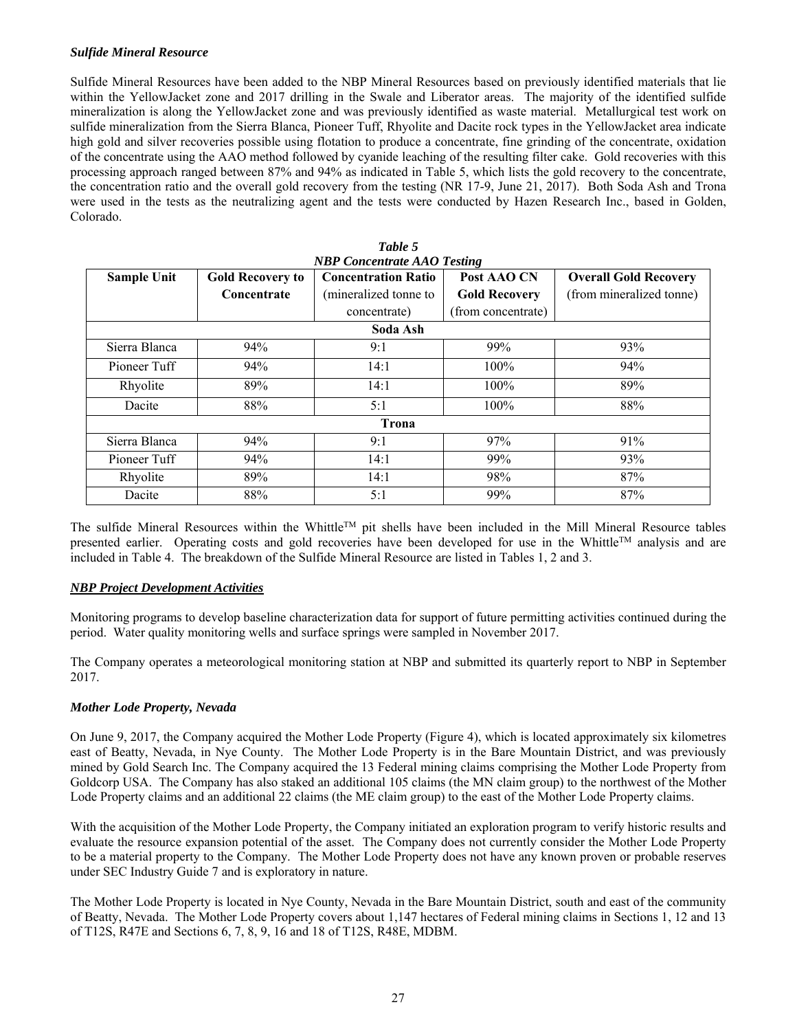### *Sulfide Mineral Resource*

Sulfide Mineral Resources have been added to the NBP Mineral Resources based on previously identified materials that lie within the YellowJacket zone and 2017 drilling in the Swale and Liberator areas. The majority of the identified sulfide mineralization is along the YellowJacket zone and was previously identified as waste material. Metallurgical test work on sulfide mineralization from the Sierra Blanca, Pioneer Tuff, Rhyolite and Dacite rock types in the YellowJacket area indicate high gold and silver recoveries possible using flotation to produce a concentrate, fine grinding of the concentrate, oxidation of the concentrate using the AAO method followed by cyanide leaching of the resulting filter cake. Gold recoveries with this processing approach ranged between 87% and 94% as indicated in Table 5, which lists the gold recovery to the concentrate, the concentration ratio and the overall gold recovery from the testing (NR 17-9, June 21, 2017). Both Soda Ash and Trona were used in the tests as the neutralizing agent and the tests were conducted by Hazen Research Inc., based in Golden, Colorado.

***Table 5***
***NBP Concentrate AAO Testing***

| Sample Unit | Gold Recovery to Concentrate | Concentration Ratio (mineralized tonne to concentrate) | Post AAO CN Gold Recovery (from concentrate) | Overall Gold Recovery (from mineralized tonne) |
|---|---|---|---|---|
| **Soda Ash** | | | | |
| Sierra Blanca | 94% | 9:1 | 99% | 93% |
| Pioneer Tuff | 94% | 14:1 | 100% | 94% |
| Rhyolite | 89% | 14:1 | 100% | 89% |
| Dacite | 88% | 5:1 | 100% | 88% |
| **Trona** | | | | |
| Sierra Blanca | 94% | 9:1 | 97% | 91% |
| Pioneer Tuff | 94% | 14:1 | 99% | 93% |
| Rhyolite | 89% | 14:1 | 98% | 87% |
| Dacite | 88% | 5:1 | 99% | 87% |

The sulfide Mineral Resources within the Whittle™ pit shells have been included in the Mill Mineral Resource tables presented earlier. Operating costs and gold recoveries have been developed for use in the Whittle™ analysis and are included in Table 4. The breakdown of the Sulfide Mineral Resource are listed in Tables 1, 2 and 3.

### ***NBP Project Development Activities***

Monitoring programs to develop baseline characterization data for support of future permitting activities continued during the period. Water quality monitoring wells and surface springs were sampled in November 2017.

The Company operates a meteorological monitoring station at NBP and submitted its quarterly report to NBP in September 2017.

### *Mother Lode Property, Nevada*

On June 9, 2017, the Company acquired the Mother Lode Property (Figure 4), which is located approximately six kilometres east of Beatty, Nevada, in Nye County. The Mother Lode Property is in the Bare Mountain District, and was previously mined by Gold Search Inc. The Company acquired the 13 Federal mining claims comprising the Mother Lode Property from Goldcorp USA. The Company has also staked an additional 105 claims (the MN claim group) to the northwest of the Mother Lode Property claims and an additional 22 claims (the ME claim group) to the east of the Mother Lode Property claims.

With the acquisition of the Mother Lode Property, the Company initiated an exploration program to verify historic results and evaluate the resource expansion potential of the asset. The Company does not currently consider the Mother Lode Property to be a material property to the Company. The Mother Lode Property does not have any known proven or probable reserves under SEC Industry Guide 7 and is exploratory in nature.

The Mother Lode Property is located in Nye County, Nevada in the Bare Mountain District, south and east of the community of Beatty, Nevada. The Mother Lode Property covers about 1,147 hectares of Federal mining claims in Sections 1, 12 and 13 of T12S, R47E and Sections 6, 7, 8, 9, 16 and 18 of T12S, R48E, MDBM.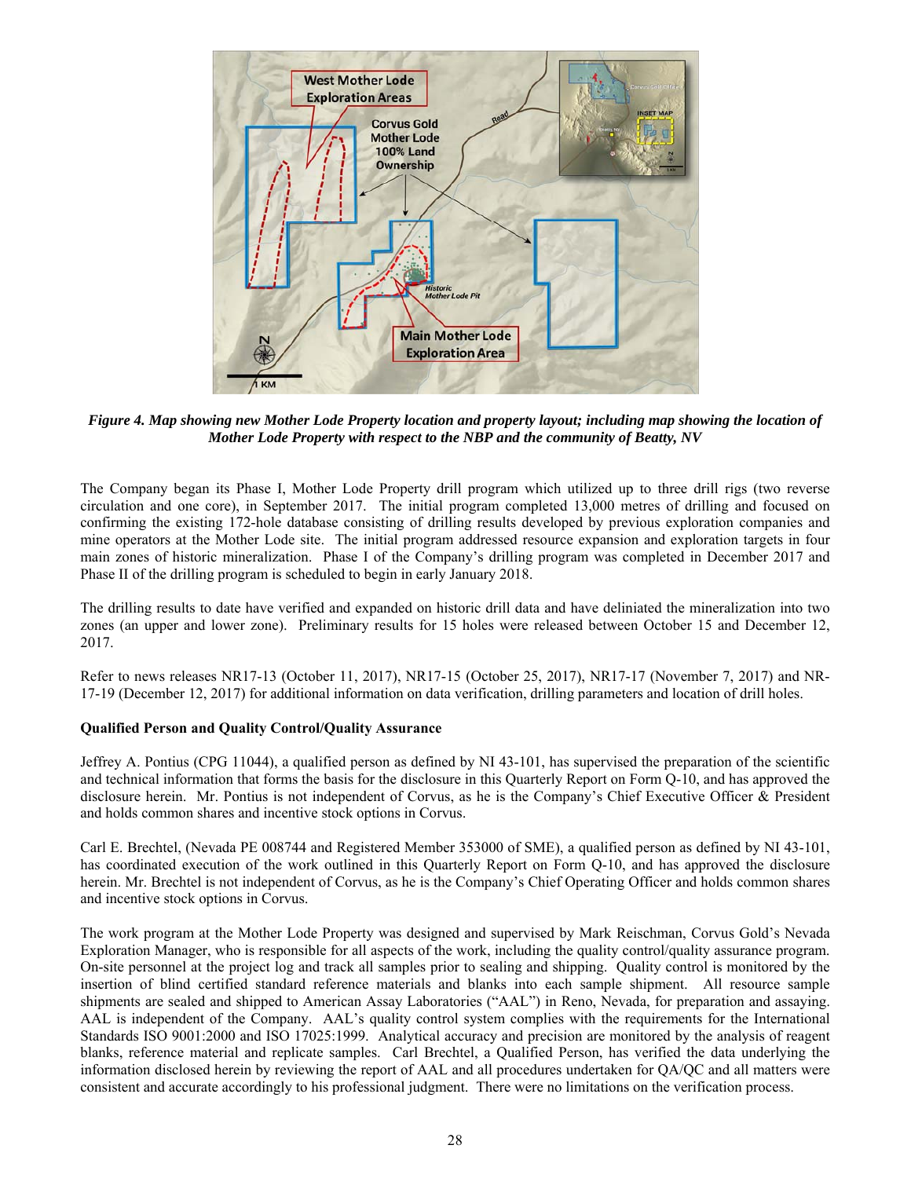*Figure 4. Map showing new Mother Lode Property location and property layout; including map showing the location of Mother Lode Property with respect to the NBP and the community of Beatty, NV*

The Company began its Phase I, Mother Lode Property drill program which utilized up to three drill rigs (two reverse circulation and one core), in September 2017. The initial program completed 13,000 metres of drilling and focused on confirming the existing 172-hole database consisting of drilling results developed by previous exploration companies and mine operators at the Mother Lode site. The initial program addressed resource expansion and exploration targets in four main zones of historic mineralization. Phase I of the Company's drilling program was completed in December 2017 and Phase II of the drilling program is scheduled to begin in early January 2018.

The drilling results to date have verified and expanded on historic drill data and have deliniated the mineralization into two zones (an upper and lower zone). Preliminary results for 15 holes were released between October 15 and December 12, 2017.

Refer to news releases NR17-13 (October 11, 2017), NR17-15 (October 25, 2017), NR17-17 (November 7, 2017) and NR-17-19 (December 12, 2017) for additional information on data verification, drilling parameters and location of drill holes.

**Qualified Person and Quality Control/Quality Assurance**

Jeffrey A. Pontius (CPG 11044), a qualified person as defined by NI 43-101, has supervised the preparation of the scientific and technical information that forms the basis for the disclosure in this Quarterly Report on Form Q-10, and has approved the disclosure herein. Mr. Pontius is not independent of Corvus, as he is the Company's Chief Executive Officer & President and holds common shares and incentive stock options in Corvus.

Carl E. Brechtel, (Nevada PE 008744 and Registered Member 353000 of SME), a qualified person as defined by NI 43-101, has coordinated execution of the work outlined in this Quarterly Report on Form Q-10, and has approved the disclosure herein. Mr. Brechtel is not independent of Corvus, as he is the Company's Chief Operating Officer and holds common shares and incentive stock options in Corvus.

The work program at the Mother Lode Property was designed and supervised by Mark Reischman, Corvus Gold's Nevada Exploration Manager, who is responsible for all aspects of the work, including the quality control/quality assurance program. On-site personnel at the project log and track all samples prior to sealing and shipping. Quality control is monitored by the insertion of blind certified standard reference materials and blanks into each sample shipment. All resource sample shipments are sealed and shipped to American Assay Laboratories ("AAL") in Reno, Nevada, for preparation and assaying. AAL is independent of the Company. AAL's quality control system complies with the requirements for the International Standards ISO 9001:2000 and ISO 17025:1999. Analytical accuracy and precision are monitored by the analysis of reagent blanks, reference material and replicate samples. Carl Brechtel, a Qualified Person, has verified the data underlying the information disclosed herein by reviewing the report of AAL and all procedures undertaken for QA/QC and all matters were consistent and accurate accordingly to his professional judgment. There were no limitations on the verification process.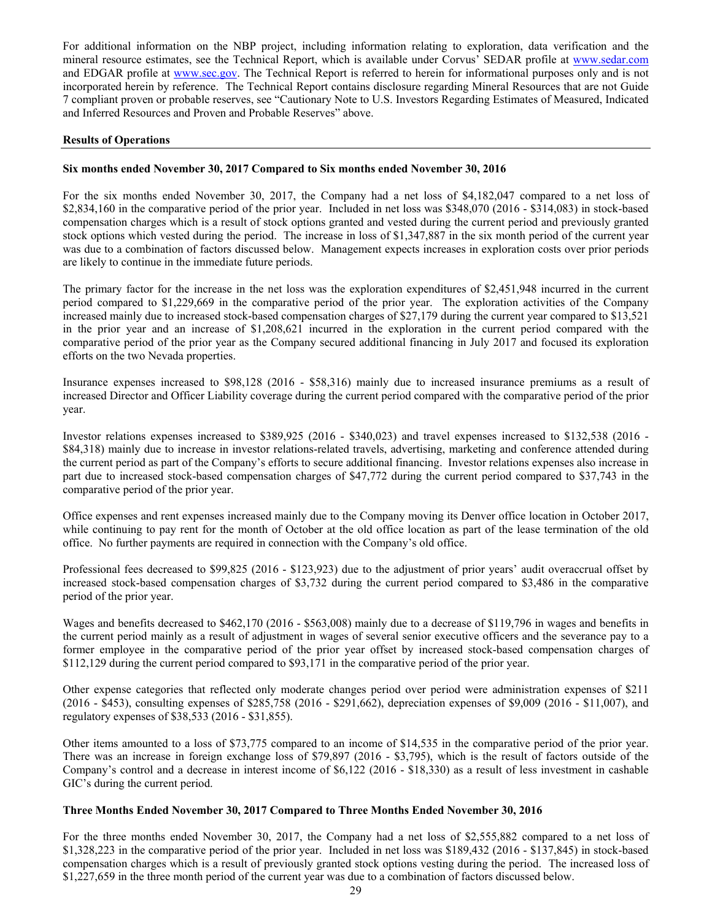For additional information on the NBP project, including information relating to exploration, data verification and the mineral resource estimates, see the Technical Report, which is available under Corvus' SEDAR profile at www.sedar.com and EDGAR profile at www.sec.gov. The Technical Report is referred to herein for informational purposes only and is not incorporated herein by reference. The Technical Report contains disclosure regarding Mineral Resources that are not Guide 7 compliant proven or probable reserves, see "Cautionary Note to U.S. Investors Regarding Estimates of Measured, Indicated and Inferred Resources and Proven and Probable Reserves" above.

## Results of Operations

### Six months ended November 30, 2017 Compared to Six months ended November 30, 2016

For the six months ended November 30, 2017, the Company had a net loss of $4,182,047 compared to a net loss of $2,834,160 in the comparative period of the prior year. Included in net loss was $348,070 (2016 - $314,083) in stock-based compensation charges which is a result of stock options granted and vested during the current period and previously granted stock options which vested during the period. The increase in loss of $1,347,887 in the six month period of the current year was due to a combination of factors discussed below. Management expects increases in exploration costs over prior periods are likely to continue in the immediate future periods.

The primary factor for the increase in the net loss was the exploration expenditures of $2,451,948 incurred in the current period compared to $1,229,669 in the comparative period of the prior year. The exploration activities of the Company increased mainly due to increased stock-based compensation charges of $27,179 during the current year compared to $13,521 in the prior year and an increase of $1,208,621 incurred in the exploration in the current period compared with the comparative period of the prior year as the Company secured additional financing in July 2017 and focused its exploration efforts on the two Nevada properties.

Insurance expenses increased to $98,128 (2016 - $58,316) mainly due to increased insurance premiums as a result of increased Director and Officer Liability coverage during the current period compared with the comparative period of the prior year.

Investor relations expenses increased to $389,925 (2016 - $340,023) and travel expenses increased to $132,538 (2016 - $84,318) mainly due to increase in investor relations-related travels, advertising, marketing and conference attended during the current period as part of the Company's efforts to secure additional financing. Investor relations expenses also increase in part due to increased stock-based compensation charges of $47,772 during the current period compared to $37,743 in the comparative period of the prior year.

Office expenses and rent expenses increased mainly due to the Company moving its Denver office location in October 2017, while continuing to pay rent for the month of October at the old office location as part of the lease termination of the old office. No further payments are required in connection with the Company's old office.

Professional fees decreased to $99,825 (2016 - $123,923) due to the adjustment of prior years' audit overaccrual offset by increased stock-based compensation charges of $3,732 during the current period compared to $3,486 in the comparative period of the prior year.

Wages and benefits decreased to $462,170 (2016 - $563,008) mainly due to a decrease of $119,796 in wages and benefits in the current period mainly as a result of adjustment in wages of several senior executive officers and the severance pay to a former employee in the comparative period of the prior year offset by increased stock-based compensation charges of $112,129 during the current period compared to $93,171 in the comparative period of the prior year.

Other expense categories that reflected only moderate changes period over period were administration expenses of $211 (2016 - $453), consulting expenses of $285,758 (2016 - $291,662), depreciation expenses of $9,009 (2016 - $11,007), and regulatory expenses of $38,533 (2016 - $31,855).

Other items amounted to a loss of $73,775 compared to an income of $14,535 in the comparative period of the prior year. There was an increase in foreign exchange loss of $79,897 (2016 - $3,795), which is the result of factors outside of the Company's control and a decrease in interest income of $6,122 (2016 - $18,330) as a result of less investment in cashable GIC's during the current period.

### Three Months Ended November 30, 2017 Compared to Three Months Ended November 30, 2016

For the three months ended November 30, 2017, the Company had a net loss of $2,555,882 compared to a net loss of $1,328,223 in the comparative period of the prior year. Included in net loss was $189,432 (2016 - $137,845) in stock-based compensation charges which is a result of previously granted stock options vesting during the period. The increased loss of $1,227,659 in the three month period of the current year was due to a combination of factors discussed below.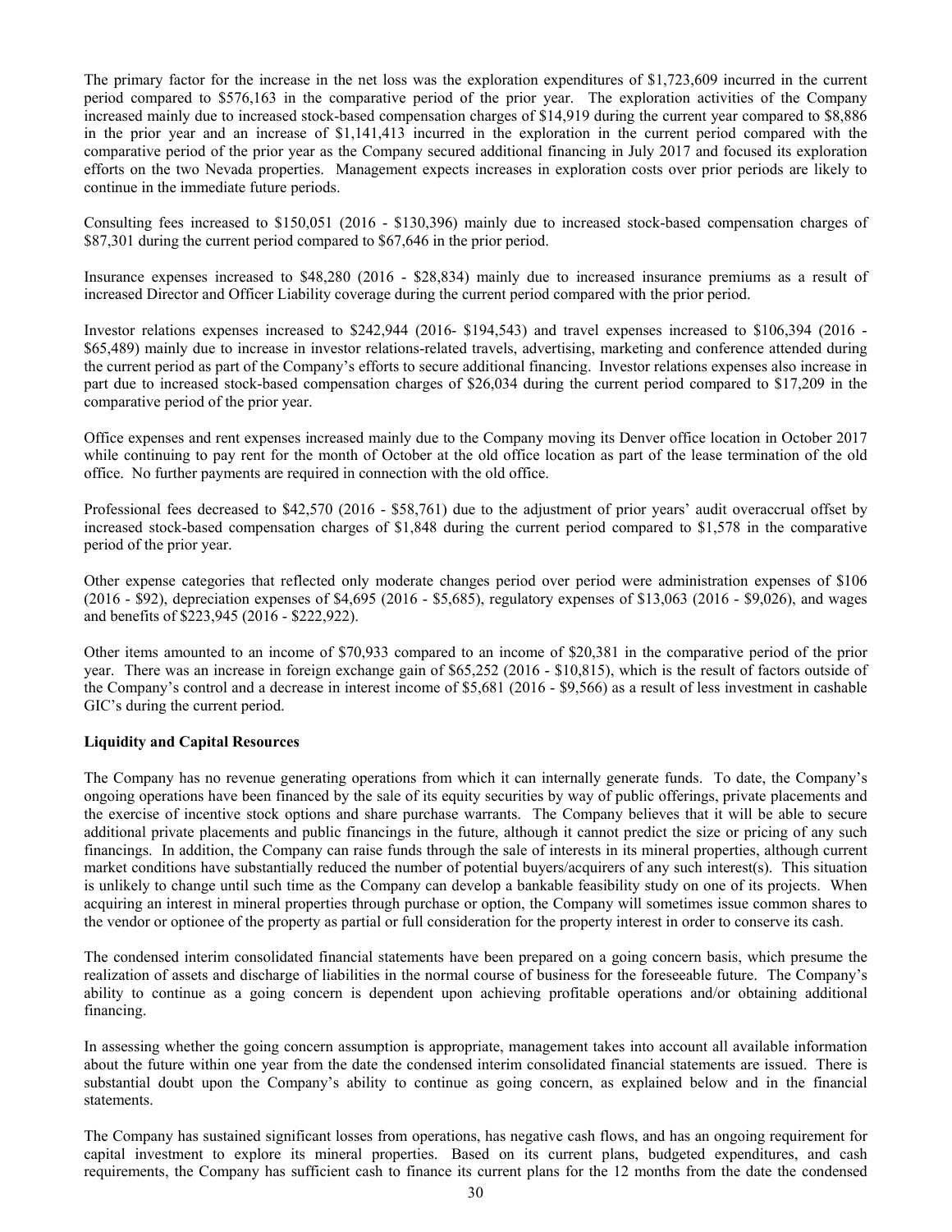The primary factor for the increase in the net loss was the exploration expenditures of $1,723,609 incurred in the current period compared to $576,163 in the comparative period of the prior year. The exploration activities of the Company increased mainly due to increased stock-based compensation charges of $14,919 during the current year compared to $8,886 in the prior year and an increase of $1,141,413 incurred in the exploration in the current period compared with the comparative period of the prior year as the Company secured additional financing in July 2017 and focused its exploration efforts on the two Nevada properties. Management expects increases in exploration costs over prior periods are likely to continue in the immediate future periods.

Consulting fees increased to $150,051 (2016 - $130,396) mainly due to increased stock-based compensation charges of $87,301 during the current period compared to $67,646 in the prior period.

Insurance expenses increased to $48,280 (2016 - $28,834) mainly due to increased insurance premiums as a result of increased Director and Officer Liability coverage during the current period compared with the prior period.

Investor relations expenses increased to $242,944 (2016- $194,543) and travel expenses increased to $106,394 (2016 - $65,489) mainly due to increase in investor relations-related travels, advertising, marketing and conference attended during the current period as part of the Company's efforts to secure additional financing. Investor relations expenses also increase in part due to increased stock-based compensation charges of $26,034 during the current period compared to $17,209 in the comparative period of the prior year.

Office expenses and rent expenses increased mainly due to the Company moving its Denver office location in October 2017 while continuing to pay rent for the month of October at the old office location as part of the lease termination of the old office. No further payments are required in connection with the old office.

Professional fees decreased to $42,570 (2016 - $58,761) due to the adjustment of prior years' audit overaccrual offset by increased stock-based compensation charges of $1,848 during the current period compared to $1,578 in the comparative period of the prior year.

Other expense categories that reflected only moderate changes period over period were administration expenses of $106 (2016 - $92), depreciation expenses of $4,695 (2016 - $5,685), regulatory expenses of $13,063 (2016 - $9,026), and wages and benefits of $223,945 (2016 - $222,922).

Other items amounted to an income of $70,933 compared to an income of $20,381 in the comparative period of the prior year. There was an increase in foreign exchange gain of $65,252 (2016 - $10,815), which is the result of factors outside of the Company's control and a decrease in interest income of $5,681 (2016 - $9,566) as a result of less investment in cashable GIC's during the current period.

**Liquidity and Capital Resources**

The Company has no revenue generating operations from which it can internally generate funds. To date, the Company's ongoing operations have been financed by the sale of its equity securities by way of public offerings, private placements and the exercise of incentive stock options and share purchase warrants. The Company believes that it will be able to secure additional private placements and public financings in the future, although it cannot predict the size or pricing of any such financings. In addition, the Company can raise funds through the sale of interests in its mineral properties, although current market conditions have substantially reduced the number of potential buyers/acquirers of any such interest(s). This situation is unlikely to change until such time as the Company can develop a bankable feasibility study on one of its projects. When acquiring an interest in mineral properties through purchase or option, the Company will sometimes issue common shares to the vendor or optionee of the property as partial or full consideration for the property interest in order to conserve its cash.

The condensed interim consolidated financial statements have been prepared on a going concern basis, which presume the realization of assets and discharge of liabilities in the normal course of business for the foreseeable future. The Company's ability to continue as a going concern is dependent upon achieving profitable operations and/or obtaining additional financing.

In assessing whether the going concern assumption is appropriate, management takes into account all available information about the future within one year from the date the condensed interim consolidated financial statements are issued. There is substantial doubt upon the Company's ability to continue as going concern, as explained below and in the financial statements.

The Company has sustained significant losses from operations, has negative cash flows, and has an ongoing requirement for capital investment to explore its mineral properties. Based on its current plans, budgeted expenditures, and cash requirements, the Company has sufficient cash to finance its current plans for the 12 months from the date the condensed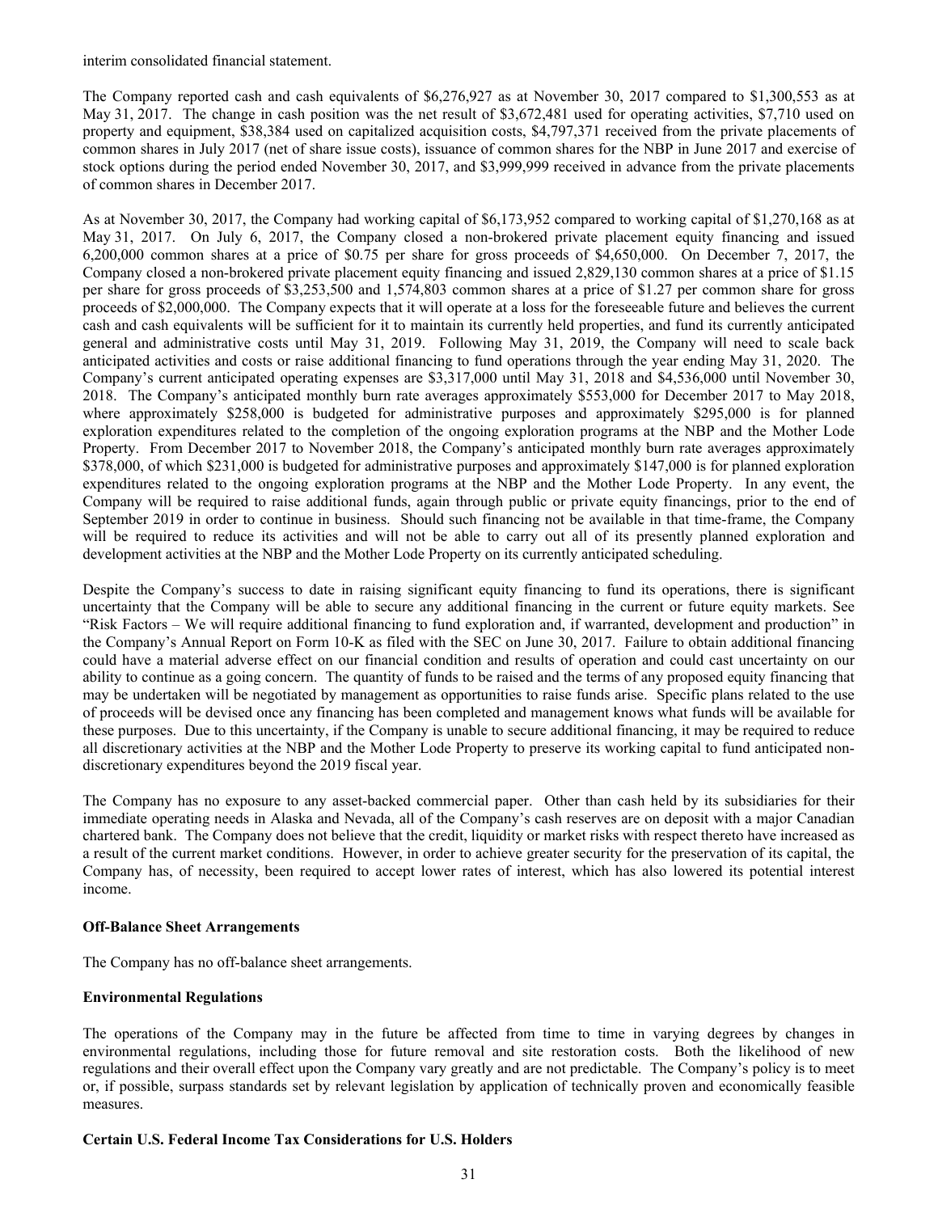interim consolidated financial statement.

The Company reported cash and cash equivalents of $6,276,927 as at November 30, 2017 compared to $1,300,553 as at May 31, 2017. The change in cash position was the net result of $3,672,481 used for operating activities, $7,710 used on property and equipment, $38,384 used on capitalized acquisition costs, $4,797,371 received from the private placements of common shares in July 2017 (net of share issue costs), issuance of common shares for the NBP in June 2017 and exercise of stock options during the period ended November 30, 2017, and $3,999,999 received in advance from the private placements of common shares in December 2017.

As at November 30, 2017, the Company had working capital of $6,173,952 compared to working capital of $1,270,168 as at May 31, 2017. On July 6, 2017, the Company closed a non-brokered private placement equity financing and issued 6,200,000 common shares at a price of $0.75 per share for gross proceeds of $4,650,000. On December 7, 2017, the Company closed a non-brokered private placement equity financing and issued 2,829,130 common shares at a price of $1.15 per share for gross proceeds of $3,253,500 and 1,574,803 common shares at a price of $1.27 per common share for gross proceeds of $2,000,000. The Company expects that it will operate at a loss for the foreseeable future and believes the current cash and cash equivalents will be sufficient for it to maintain its currently held properties, and fund its currently anticipated general and administrative costs until May 31, 2019. Following May 31, 2019, the Company will need to scale back anticipated activities and costs or raise additional financing to fund operations through the year ending May 31, 2020. The Company's current anticipated operating expenses are $3,317,000 until May 31, 2018 and $4,536,000 until November 30, 2018. The Company's anticipated monthly burn rate averages approximately $553,000 for December 2017 to May 2018, where approximately $258,000 is budgeted for administrative purposes and approximately $295,000 is for planned exploration expenditures related to the completion of the ongoing exploration programs at the NBP and the Mother Lode Property. From December 2017 to November 2018, the Company's anticipated monthly burn rate averages approximately $378,000, of which $231,000 is budgeted for administrative purposes and approximately $147,000 is for planned exploration expenditures related to the ongoing exploration programs at the NBP and the Mother Lode Property. In any event, the Company will be required to raise additional funds, again through public or private equity financings, prior to the end of September 2019 in order to continue in business. Should such financing not be available in that time-frame, the Company will be required to reduce its activities and will not be able to carry out all of its presently planned exploration and development activities at the NBP and the Mother Lode Property on its currently anticipated scheduling.

Despite the Company's success to date in raising significant equity financing to fund its operations, there is significant uncertainty that the Company will be able to secure any additional financing in the current or future equity markets. See "Risk Factors – We will require additional financing to fund exploration and, if warranted, development and production" in the Company's Annual Report on Form 10-K as filed with the SEC on June 30, 2017. Failure to obtain additional financing could have a material adverse effect on our financial condition and results of operation and could cast uncertainty on our ability to continue as a going concern. The quantity of funds to be raised and the terms of any proposed equity financing that may be undertaken will be negotiated by management as opportunities to raise funds arise. Specific plans related to the use of proceeds will be devised once any financing has been completed and management knows what funds will be available for these purposes. Due to this uncertainty, if the Company is unable to secure additional financing, it may be required to reduce all discretionary activities at the NBP and the Mother Lode Property to preserve its working capital to fund anticipated non-discretionary expenditures beyond the 2019 fiscal year.

The Company has no exposure to any asset-backed commercial paper. Other than cash held by its subsidiaries for their immediate operating needs in Alaska and Nevada, all of the Company's cash reserves are on deposit with a major Canadian chartered bank. The Company does not believe that the credit, liquidity or market risks with respect thereto have increased as a result of the current market conditions. However, in order to achieve greater security for the preservation of its capital, the Company has, of necessity, been required to accept lower rates of interest, which has also lowered its potential interest income.

**Off-Balance Sheet Arrangements**

The Company has no off-balance sheet arrangements.

**Environmental Regulations**

The operations of the Company may in the future be affected from time to time in varying degrees by changes in environmental regulations, including those for future removal and site restoration costs. Both the likelihood of new regulations and their overall effect upon the Company vary greatly and are not predictable. The Company's policy is to meet or, if possible, surpass standards set by relevant legislation by application of technically proven and economically feasible measures.

**Certain U.S. Federal Income Tax Considerations for U.S. Holders**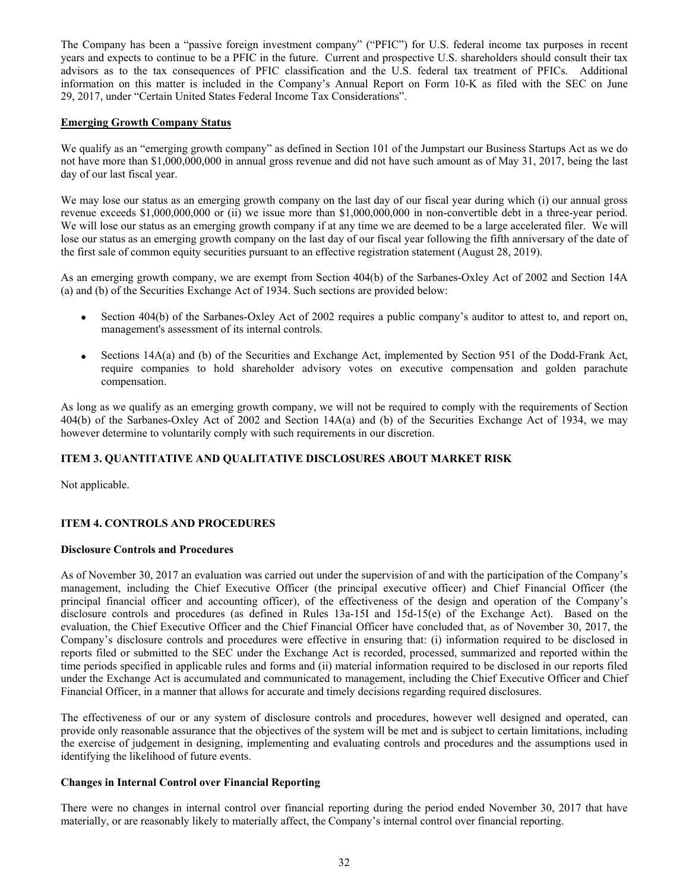The Company has been a "passive foreign investment company" ("PFIC") for U.S. federal income tax purposes in recent years and expects to continue to be a PFIC in the future. Current and prospective U.S. shareholders should consult their tax advisors as to the tax consequences of PFIC classification and the U.S. federal tax treatment of PFICs. Additional information on this matter is included in the Company's Annual Report on Form 10-K as filed with the SEC on June 29, 2017, under "Certain United States Federal Income Tax Considerations".

**Emerging Growth Company Status**

We qualify as an "emerging growth company" as defined in Section 101 of the Jumpstart our Business Startups Act as we do not have more than $1,000,000,000 in annual gross revenue and did not have such amount as of May 31, 2017, being the last day of our last fiscal year.

We may lose our status as an emerging growth company on the last day of our fiscal year during which (i) our annual gross revenue exceeds $1,000,000,000 or (ii) we issue more than $1,000,000,000 in non-convertible debt in a three-year period. We will lose our status as an emerging growth company if at any time we are deemed to be a large accelerated filer. We will lose our status as an emerging growth company on the last day of our fiscal year following the fifth anniversary of the date of the first sale of common equity securities pursuant to an effective registration statement (August 28, 2019).

As an emerging growth company, we are exempt from Section 404(b) of the Sarbanes-Oxley Act of 2002 and Section 14A (a) and (b) of the Securities Exchange Act of 1934. Such sections are provided below:

- Section 404(b) of the Sarbanes-Oxley Act of 2002 requires a public company's auditor to attest to, and report on, management's assessment of its internal controls.
- Sections 14A(a) and (b) of the Securities and Exchange Act, implemented by Section 951 of the Dodd-Frank Act, require companies to hold shareholder advisory votes on executive compensation and golden parachute compensation.

As long as we qualify as an emerging growth company, we will not be required to comply with the requirements of Section 404(b) of the Sarbanes-Oxley Act of 2002 and Section 14A(a) and (b) of the Securities Exchange Act of 1934, we may however determine to voluntarily comply with such requirements in our discretion.

## ITEM 3. QUANTITATIVE AND QUALITATIVE DISCLOSURES ABOUT MARKET RISK

Not applicable.

## ITEM 4. CONTROLS AND PROCEDURES

**Disclosure Controls and Procedures**

As of November 30, 2017 an evaluation was carried out under the supervision of and with the participation of the Company's management, including the Chief Executive Officer (the principal executive officer) and Chief Financial Officer (the principal financial officer and accounting officer), of the effectiveness of the design and operation of the Company's disclosure controls and procedures (as defined in Rules 13a-15I and 15d-15(e) of the Exchange Act). Based on the evaluation, the Chief Executive Officer and the Chief Financial Officer have concluded that, as of November 30, 2017, the Company's disclosure controls and procedures were effective in ensuring that: (i) information required to be disclosed in reports filed or submitted to the SEC under the Exchange Act is recorded, processed, summarized and reported within the time periods specified in applicable rules and forms and (ii) material information required to be disclosed in our reports filed under the Exchange Act is accumulated and communicated to management, including the Chief Executive Officer and Chief Financial Officer, in a manner that allows for accurate and timely decisions regarding required disclosures.

The effectiveness of our or any system of disclosure controls and procedures, however well designed and operated, can provide only reasonable assurance that the objectives of the system will be met and is subject to certain limitations, including the exercise of judgement in designing, implementing and evaluating controls and procedures and the assumptions used in identifying the likelihood of future events.

**Changes in Internal Control over Financial Reporting**

There were no changes in internal control over financial reporting during the period ended November 30, 2017 that have materially, or are reasonably likely to materially affect, the Company's internal control over financial reporting.